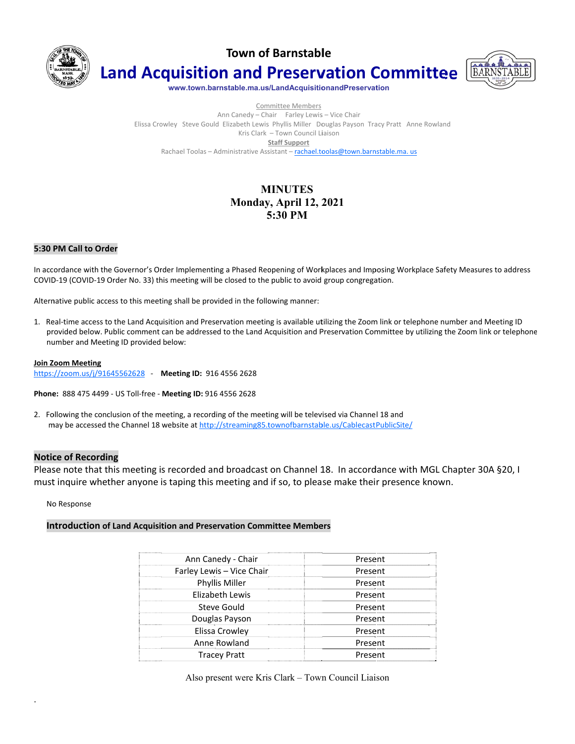# Town of Barnstable

## Land Acquisition and Preservation Committee

www.town.barnstable.ma.us/LandAcquisitionandPreservation

Committee Members

Ann Canedy – Chair   Farley Lewis – Vice Chair

Elissa Crowley  Steve Gould  Elizabeth Lewis  Phyllis Miller  Douglas Payson  Tracy Pratt  Anne Rowland

Kris Clark – Town Council Liaison

**Staff Support**

Rachael Toolas – Administrative Assistant – rachael.toolas@town.barnstable.ma. us

**MINUTES**
**Monday, April 12, 2021**
**5:30 PM**

### 5:30 PM Call to Order

In accordance with the Governor's Order Implementing a Phased Reopening of Workplaces and Imposing Workplace Safety Measures to address COVID-19 (COVID-19 Order No. 33) this meeting will be closed to the public to avoid group congregation.

Alternative public access to this meeting shall be provided in the following manner:

1. Real-time access to the Land Acquisition and Preservation meeting is available utilizing the Zoom link or telephone number and Meeting ID provided below. Public comment can be addressed to the Land Acquisition and Preservation Committee by utilizing the Zoom link or telephone number and Meeting ID provided below:

**Join Zoom Meeting**
https://zoom.us/j/91645562628 - **Meeting ID:** 916 4556 2628

**Phone:** 888 475 4499 - US Toll-free - **Meeting ID:** 916 4556 2628

2. Following the conclusion of the meeting, a recording of the meeting will be televised via Channel 18 and may be accessed the Channel 18 website at http://streaming85.townofbarnstable.us/CablecastPublicSite/

### Notice of Recording

Please note that this meeting is recorded and broadcast on Channel 18. In accordance with MGL Chapter 30A §20, I must inquire whether anyone is taping this meeting and if so, to please make their presence known.

No Response

### Introduction of Land Acquisition and Preservation Committee Members

| Member | Attendance |
|---|---|
| Ann Canedy - Chair | Present |
| Farley Lewis – Vice Chair | Present |
| Phyllis Miller | Present |
| Elizabeth Lewis | Present |
| Steve Gould | Present |
| Douglas Payson | Present |
| Elissa Crowley | Present |
| Anne Rowland | Present |
| Tracey Pratt | Present |

Also present were Kris Clark – Town Council Liaison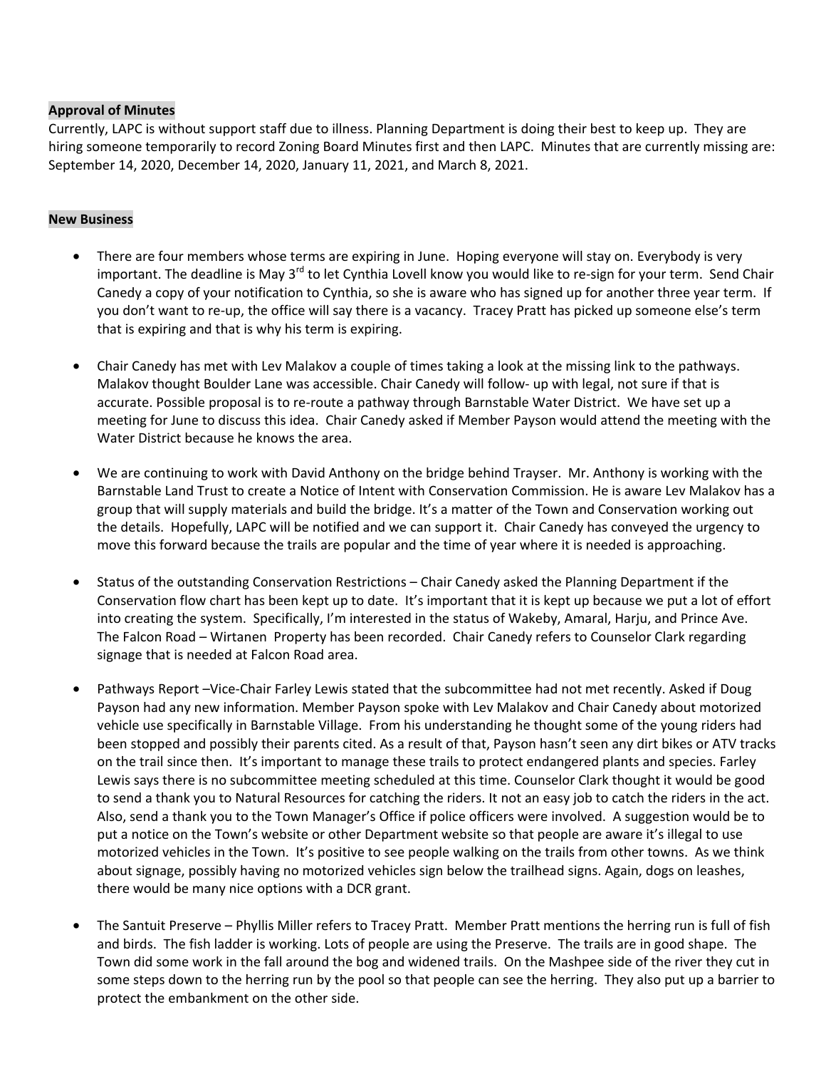**Approval of Minutes**

Currently, LAPC is without support staff due to illness. Planning Department is doing their best to keep up. They are hiring someone temporarily to record Zoning Board Minutes first and then LAPC. Minutes that are currently missing are: September 14, 2020, December 14, 2020, January 11, 2021, and March 8, 2021.

**New Business**

- There are four members whose terms are expiring in June. Hoping everyone will stay on. Everybody is very important. The deadline is May 3rd to let Cynthia Lovell know you would like to re-sign for your term. Send Chair Canedy a copy of your notification to Cynthia, so she is aware who has signed up for another three year term. If you don't want to re-up, the office will say there is a vacancy. Tracey Pratt has picked up someone else's term that is expiring and that is why his term is expiring.

- Chair Canedy has met with Lev Malakov a couple of times taking a look at the missing link to the pathways. Malakov thought Boulder Lane was accessible. Chair Canedy will follow- up with legal, not sure if that is accurate. Possible proposal is to re-route a pathway through Barnstable Water District. We have set up a meeting for June to discuss this idea. Chair Canedy asked if Member Payson would attend the meeting with the Water District because he knows the area.

- We are continuing to work with David Anthony on the bridge behind Trayser. Mr. Anthony is working with the Barnstable Land Trust to create a Notice of Intent with Conservation Commission. He is aware Lev Malakov has a group that will supply materials and build the bridge. It's a matter of the Town and Conservation working out the details. Hopefully, LAPC will be notified and we can support it. Chair Canedy has conveyed the urgency to move this forward because the trails are popular and the time of year where it is needed is approaching.

- Status of the outstanding Conservation Restrictions – Chair Canedy asked the Planning Department if the Conservation flow chart has been kept up to date. It's important that it is kept up because we put a lot of effort into creating the system. Specifically, I'm interested in the status of Wakeby, Amaral, Harju, and Prince Ave. The Falcon Road – Wirtanen Property has been recorded. Chair Canedy refers to Counselor Clark regarding signage that is needed at Falcon Road area.

- Pathways Report –Vice-Chair Farley Lewis stated that the subcommittee had not met recently. Asked if Doug Payson had any new information. Member Payson spoke with Lev Malakov and Chair Canedy about motorized vehicle use specifically in Barnstable Village. From his understanding he thought some of the young riders had been stopped and possibly their parents cited. As a result of that, Payson hasn't seen any dirt bikes or ATV tracks on the trail since then. It's important to manage these trails to protect endangered plants and species. Farley Lewis says there is no subcommittee meeting scheduled at this time. Counselor Clark thought it would be good to send a thank you to Natural Resources for catching the riders. It not an easy job to catch the riders in the act. Also, send a thank you to the Town Manager's Office if police officers were involved. A suggestion would be to put a notice on the Town's website or other Department website so that people are aware it's illegal to use motorized vehicles in the Town. It's positive to see people walking on the trails from other towns. As we think about signage, possibly having no motorized vehicles sign below the trailhead signs. Again, dogs on leashes, there would be many nice options with a DCR grant.

- The Santuit Preserve – Phyllis Miller refers to Tracey Pratt. Member Pratt mentions the herring run is full of fish and birds. The fish ladder is working. Lots of people are using the Preserve. The trails are in good shape. The Town did some work in the fall around the bog and widened trails. On the Mashpee side of the river they cut in some steps down to the herring run by the pool so that people can see the herring. They also put up a barrier to protect the embankment on the other side.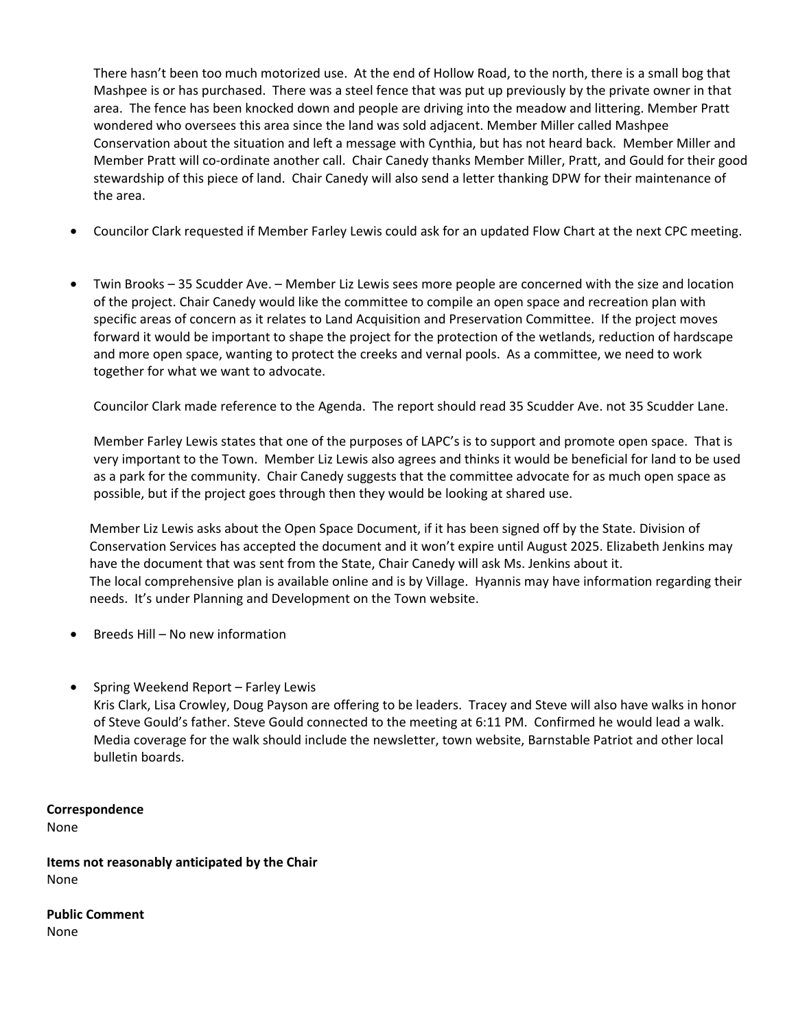There hasn't been too much motorized use. At the end of Hollow Road, to the north, there is a small bog that Mashpee is or has purchased. There was a steel fence that was put up previously by the private owner in that area. The fence has been knocked down and people are driving into the meadow and littering. Member Pratt wondered who oversees this area since the land was sold adjacent. Member Miller called Mashpee Conservation about the situation and left a message with Cynthia, but has not heard back. Member Miller and Member Pratt will co-ordinate another call. Chair Canedy thanks Member Miller, Pratt, and Gould for their good stewardship of this piece of land. Chair Canedy will also send a letter thanking DPW for their maintenance of the area.

- Councilor Clark requested if Member Farley Lewis could ask for an updated Flow Chart at the next CPC meeting.

- Twin Brooks – 35 Scudder Ave. – Member Liz Lewis sees more people are concerned with the size and location of the project. Chair Canedy would like the committee to compile an open space and recreation plan with specific areas of concern as it relates to Land Acquisition and Preservation Committee. If the project moves forward it would be important to shape the project for the protection of the wetlands, reduction of hardscape and more open space, wanting to protect the creeks and vernal pools. As a committee, we need to work together for what we want to advocate.

  Councilor Clark made reference to the Agenda. The report should read 35 Scudder Ave. not 35 Scudder Lane.

  Member Farley Lewis states that one of the purposes of LAPC's is to support and promote open space. That is very important to the Town. Member Liz Lewis also agrees and thinks it would be beneficial for land to be used as a park for the community. Chair Canedy suggests that the committee advocate for as much open space as possible, but if the project goes through then they would be looking at shared use.

  Member Liz Lewis asks about the Open Space Document, if it has been signed off by the State. Division of Conservation Services has accepted the document and it won't expire until August 2025. Elizabeth Jenkins may have the document that was sent from the State, Chair Canedy will ask Ms. Jenkins about it.
  The local comprehensive plan is available online and is by Village. Hyannis may have information regarding their needs. It's under Planning and Development on the Town website.

- Breeds Hill – No new information

- Spring Weekend Report – Farley Lewis
  Kris Clark, Lisa Crowley, Doug Payson are offering to be leaders. Tracey and Steve will also have walks in honor of Steve Gould's father. Steve Gould connected to the meeting at 6:11 PM. Confirmed he would lead a walk. Media coverage for the walk should include the newsletter, town website, Barnstable Patriot and other local bulletin boards.

**Correspondence**
None

**Items not reasonably anticipated by the Chair**
None

**Public Comment**
None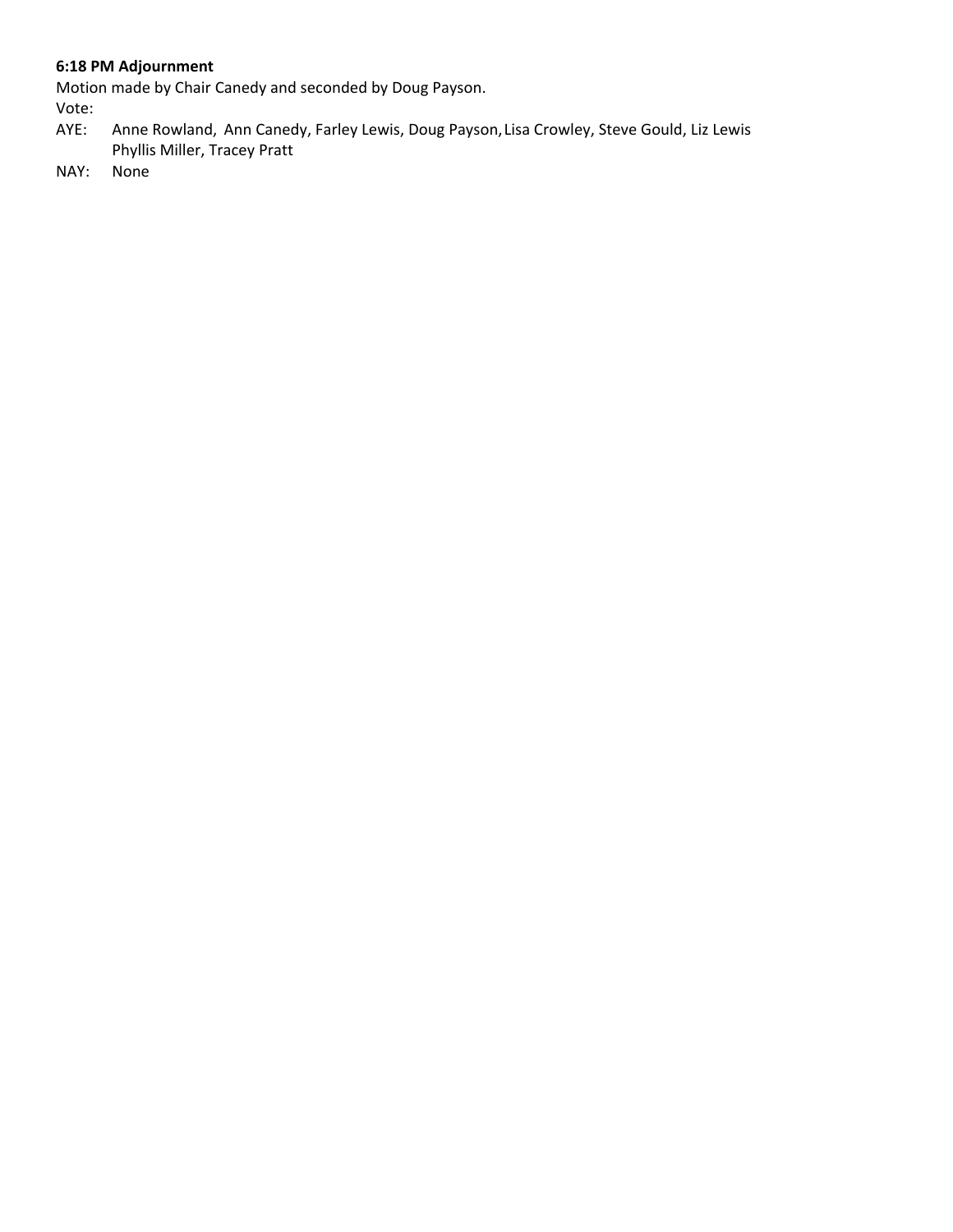**6:18 PM Adjournment**

Motion made by Chair Canedy and seconded by Doug Payson.

Vote:

AYE: Anne Rowland, Ann Canedy, Farley Lewis, Doug Payson, Lisa Crowley, Steve Gould, Liz Lewis Phyllis Miller, Tracey Pratt

NAY: None